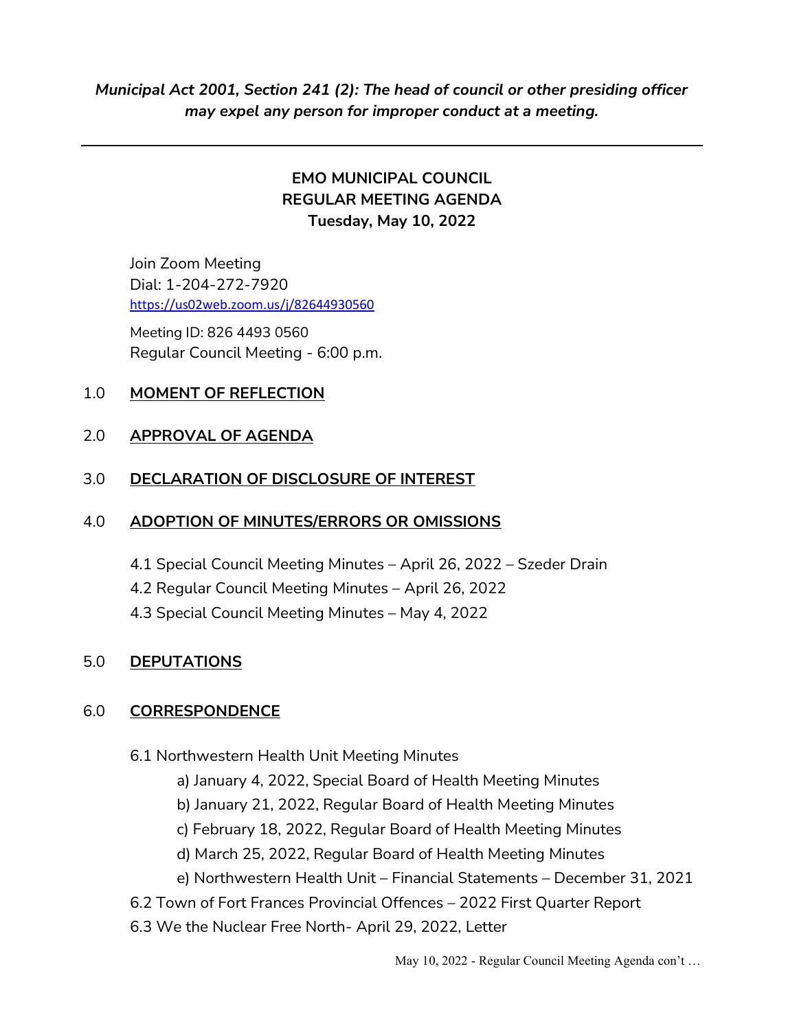***Municipal Act 2001, Section 241 (2): The head of council or other presiding officer may expel any person for improper conduct at a meeting.***

---

**EMO MUNICIPAL COUNCIL**
**REGULAR MEETING AGENDA**
**Tuesday, May 10, 2022**

Join Zoom Meeting
Dial: 1-204-272-7920
https://us02web.zoom.us/j/82644930560

Meeting ID: 826 4493 0560
Regular Council Meeting - 6:00 p.m.

1.0 **MOMENT OF REFLECTION**

2.0 **APPROVAL OF AGENDA**

3.0 **DECLARATION OF DISCLOSURE OF INTEREST**

4.0 **ADOPTION OF MINUTES/ERRORS OR OMISSIONS**

4.1 Special Council Meeting Minutes – April 26, 2022 – Szeder Drain
4.2 Regular Council Meeting Minutes – April 26, 2022
4.3 Special Council Meeting Minutes – May 4, 2022

5.0 **DEPUTATIONS**

6.0 **CORRESPONDENCE**

6.1 Northwestern Health Unit Meeting Minutes
- a) January 4, 2022, Special Board of Health Meeting Minutes
- b) January 21, 2022, Regular Board of Health Meeting Minutes
- c) February 18, 2022, Regular Board of Health Meeting Minutes
- d) March 25, 2022, Regular Board of Health Meeting Minutes
- e) Northwestern Health Unit – Financial Statements – December 31, 2021

6.2 Town of Fort Frances Provincial Offences – 2022 First Quarter Report
6.3 We the Nuclear Free North- April 29, 2022, Letter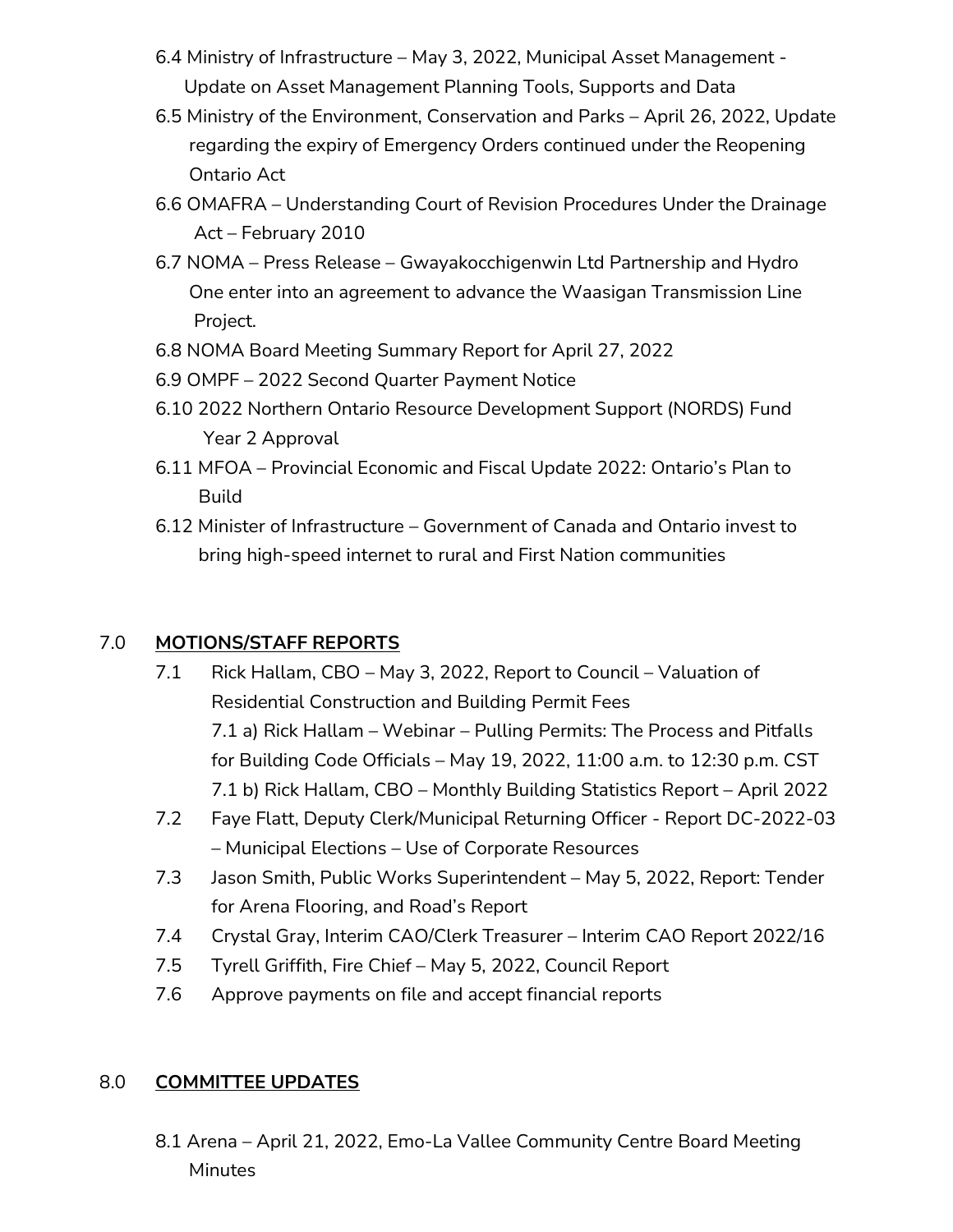- 6.4 Ministry of Infrastructure – May 3, 2022, Municipal Asset Management - Update on Asset Management Planning Tools, Supports and Data
- 6.5 Ministry of the Environment, Conservation and Parks – April 26, 2022, Update regarding the expiry of Emergency Orders continued under the Reopening Ontario Act
- 6.6 OMAFRA – Understanding Court of Revision Procedures Under the Drainage Act – February 2010
- 6.7 NOMA – Press Release – Gwayakocchigenwin Ltd Partnership and Hydro One enter into an agreement to advance the Waasigan Transmission Line Project.
- 6.8 NOMA Board Meeting Summary Report for April 27, 2022
- 6.9 OMPF – 2022 Second Quarter Payment Notice
- 6.10 2022 Northern Ontario Resource Development Support (NORDS) Fund Year 2 Approval
- 6.11 MFOA – Provincial Economic and Fiscal Update 2022: Ontario's Plan to Build
- 6.12 Minister of Infrastructure – Government of Canada and Ontario invest to bring high-speed internet to rural and First Nation communities

## 7.0 **MOTIONS/STAFF REPORTS**

- 7.1 Rick Hallam, CBO – May 3, 2022, Report to Council – Valuation of Residential Construction and Building Permit Fees
  - 7.1 a) Rick Hallam – Webinar – Pulling Permits: The Process and Pitfalls for Building Code Officials – May 19, 2022, 11:00 a.m. to 12:30 p.m. CST
  - 7.1 b) Rick Hallam, CBO – Monthly Building Statistics Report – April 2022
- 7.2 Faye Flatt, Deputy Clerk/Municipal Returning Officer - Report DC-2022-03 – Municipal Elections – Use of Corporate Resources
- 7.3 Jason Smith, Public Works Superintendent – May 5, 2022, Report: Tender for Arena Flooring, and Road's Report
- 7.4 Crystal Gray, Interim CAO/Clerk Treasurer – Interim CAO Report 2022/16
- 7.5 Tyrell Griffith, Fire Chief – May 5, 2022, Council Report
- 7.6 Approve payments on file and accept financial reports

## 8.0 **COMMITTEE UPDATES**

- 8.1 Arena – April 21, 2022, Emo-La Vallee Community Centre Board Meeting Minutes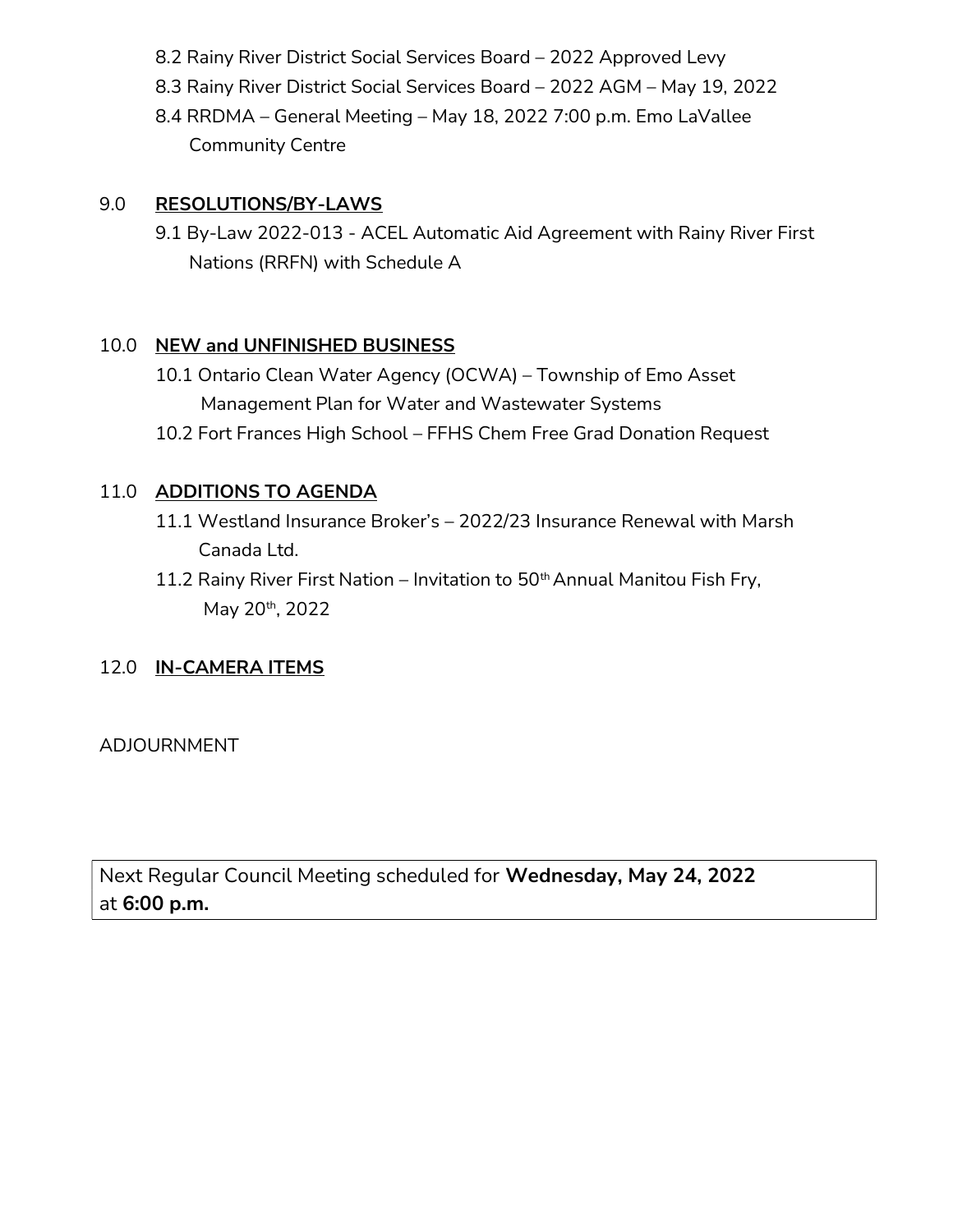8.2 Rainy River District Social Services Board – 2022 Approved Levy

8.3 Rainy River District Social Services Board – 2022 AGM – May 19, 2022

8.4 RRDMA – General Meeting – May 18, 2022 7:00 p.m. Emo LaVallee Community Centre

## 9.0 RESOLUTIONS/BY-LAWS

9.1 By-Law 2022-013 - ACEL Automatic Aid Agreement with Rainy River First Nations (RRFN) with Schedule A

## 10.0 NEW and UNFINISHED BUSINESS

10.1 Ontario Clean Water Agency (OCWA) – Township of Emo Asset Management Plan for Water and Wastewater Systems

10.2 Fort Frances High School – FFHS Chem Free Grad Donation Request

## 11.0 ADDITIONS TO AGENDA

11.1 Westland Insurance Broker's – 2022/23 Insurance Renewal with Marsh Canada Ltd.

11.2 Rainy River First Nation – Invitation to 50th Annual Manitou Fish Fry, May 20th, 2022

## 12.0 IN-CAMERA ITEMS

ADJOURNMENT

Next Regular Council Meeting scheduled for **Wednesday, May 24, 2022** at **6:00 p.m.**